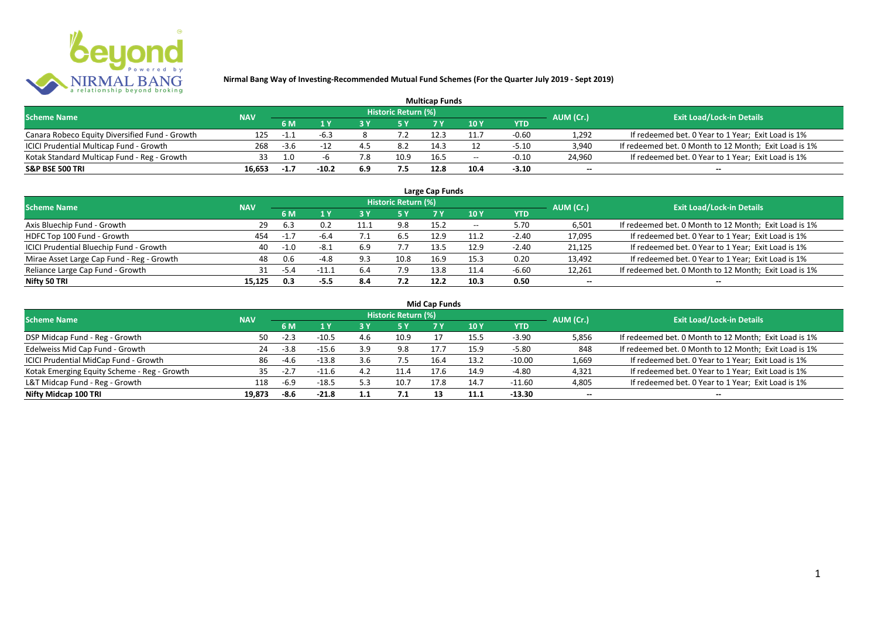# Nirmal Bang Way of Investing-Recommended Mutual Fund Schemes (For the Quarter July 2019 - Sept 2019)

## Multicap Funds

| Scheme Name | NAV | Historic Return (%) | | | | | | | AUM (Cr.) | Exit Load/Lock-in Details |
|---|---|---|---|---|---|---|---|---|---|---|
| | | 6 M | 1 Y | 3 Y | 5 Y | 7 Y | 10 Y | YTD | | |
| Canara Robeco Equity Diversified Fund - Growth | 125 | -1.1 | -6.3 | 8 | 7.2 | 12.3 | 11.7 | -0.60 | 1,292 | If redeemed bet. 0 Year to 1 Year; Exit Load is 1% |
| ICICI Prudential Multicap Fund - Growth | 268 | -3.6 | -12 | 4.5 | 8.2 | 14.3 | 12 | -5.10 | 3,940 | If redeemed bet. 0 Month to 12 Month; Exit Load is 1% |
| Kotak Standard Multicap Fund - Reg - Growth | 33 | 1.0 | -6 | 7.8 | 10.9 | 16.5 | -- | -0.10 | 24,960 | If redeemed bet. 0 Year to 1 Year; Exit Load is 1% |
| **S&P BSE 500 TRI** | **16,653** | **-1.7** | **-10.2** | **6.9** | **7.5** | **12.8** | **10.4** | **-3.10** | **--** | **--** |

## Large Cap Funds

| Scheme Name | NAV | Historic Return (%) | | | | | | | AUM (Cr.) | Exit Load/Lock-in Details |
|---|---|---|---|---|---|---|---|---|---|---|
| | | 6 M | 1 Y | 3 Y | 5 Y | 7 Y | 10 Y | YTD | | |
| Axis Bluechip Fund - Growth | 29 | 6.3 | 0.2 | 11.1 | 9.8 | 15.2 | -- | 5.70 | 6,501 | If redeemed bet. 0 Month to 12 Month; Exit Load is 1% |
| HDFC Top 100 Fund - Growth | 454 | -1.7 | -6.4 | 7.1 | 6.5 | 12.9 | 11.2 | -2.40 | 17,095 | If redeemed bet. 0 Year to 1 Year; Exit Load is 1% |
| ICICI Prudential Bluechip Fund - Growth | 40 | -1.0 | -8.1 | 6.9 | 7.7 | 13.5 | 12.9 | -2.40 | 21,125 | If redeemed bet. 0 Year to 1 Year; Exit Load is 1% |
| Mirae Asset Large Cap Fund - Reg - Growth | 48 | 0.6 | -4.8 | 9.3 | 10.8 | 16.9 | 15.3 | 0.20 | 13,492 | If redeemed bet. 0 Year to 1 Year; Exit Load is 1% |
| Reliance Large Cap Fund - Growth | 31 | -5.4 | -11.1 | 6.4 | 7.9 | 13.8 | 11.4 | -6.60 | 12,261 | If redeemed bet. 0 Month to 12 Month; Exit Load is 1% |
| **Nifty 50 TRI** | **15,125** | **0.3** | **-5.5** | **8.4** | **7.2** | **12.2** | **10.3** | **0.50** | **--** | **--** |

## Mid Cap Funds

| Scheme Name | NAV | Historic Return (%) | | | | | | | AUM (Cr.) | Exit Load/Lock-in Details |
|---|---|---|---|---|---|---|---|---|---|---|
| | | 6 M | 1 Y | 3 Y | 5 Y | 7 Y | 10 Y | YTD | | |
| DSP Midcap Fund - Reg - Growth | 50 | -2.3 | -10.5 | 4.6 | 10.9 | 17 | 15.5 | -3.90 | 5,856 | If redeemed bet. 0 Month to 12 Month; Exit Load is 1% |
| Edelweiss Mid Cap Fund - Growth | 24 | -3.8 | -15.6 | 3.9 | 9.8 | 17.7 | 15.9 | -5.80 | 848 | If redeemed bet. 0 Month to 12 Month; Exit Load is 1% |
| ICICI Prudential MidCap Fund - Growth | 86 | -4.6 | -13.8 | 3.6 | 7.5 | 16.4 | 13.2 | -10.00 | 1,669 | If redeemed bet. 0 Year to 1 Year; Exit Load is 1% |
| Kotak Emerging Equity Scheme - Reg - Growth | 35 | -2.7 | -11.6 | 4.2 | 11.4 | 17.6 | 14.9 | -4.80 | 4,321 | If redeemed bet. 0 Year to 1 Year; Exit Load is 1% |
| L&T Midcap Fund - Reg - Growth | 118 | -6.9 | -18.5 | 5.3 | 10.7 | 17.8 | 14.7 | -11.60 | 4,805 | If redeemed bet. 0 Year to 1 Year; Exit Load is 1% |
| **Nifty Midcap 100 TRI** | **19,873** | **-8.6** | **-21.8** | **1.1** | **7.1** | **13** | **11.1** | **-13.30** | **--** | **--** |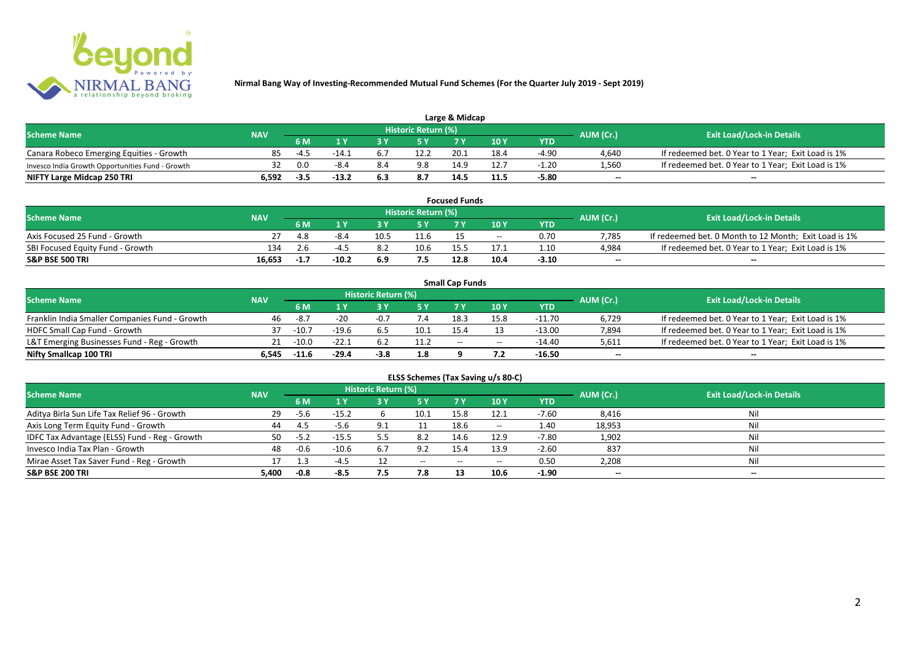# Nirmal Bang Way of Investing-Recommended Mutual Fund Schemes (For the Quarter July 2019 - Sept 2019)

## Large & Midcap

| Scheme Name | NAV | Historic Return (%) | | | | | | | AUM (Cr.) | Exit Load/Lock-in Details |
|---|---|---|---|---|---|---|---|---|---|---|
| | | 6 M | 1 Y | 3 Y | 5 Y | 7 Y | 10 Y | YTD | | |
| Canara Robeco Emerging Equities - Growth | 85 | -4.5 | -14.1 | 6.7 | 12.2 | 20.1 | 18.4 | -4.90 | 4,640 | If redeemed bet. 0 Year to 1 Year; Exit Load is 1% |
| Invesco India Growth Opportunities Fund - Growth | 32 | 0.0 | -8.4 | 8.4 | 9.8 | 14.9 | 12.7 | -1.20 | 1,560 | If redeemed bet. 0 Year to 1 Year; Exit Load is 1% |
| **NIFTY Large Midcap 250 TRI** | **6,592** | **-3.5** | **-13.2** | **6.3** | **8.7** | **14.5** | **11.5** | **-5.80** | **--** | **--** |

## Focused Funds

| Scheme Name | NAV | Historic Return (%) | | | | | | | AUM (Cr.) | Exit Load/Lock-in Details |
|---|---|---|---|---|---|---|---|---|---|---|
| | | 6 M | 1 Y | 3 Y | 5 Y | 7 Y | 10 Y | YTD | | |
| Axis Focused 25 Fund - Growth | 27 | 4.8 | -8.4 | 10.5 | 11.6 | 15 | -- | 0.70 | 7,785 | If redeemed bet. 0 Month to 12 Month; Exit Load is 1% |
| SBI Focused Equity Fund - Growth | 134 | 2.6 | -4.5 | 8.2 | 10.6 | 15.5 | 17.1 | 1.10 | 4,984 | If redeemed bet. 0 Year to 1 Year; Exit Load is 1% |
| **S&P BSE 500 TRI** | **16,653** | **-1.7** | **-10.2** | **6.9** | **7.5** | **12.8** | **10.4** | **-3.10** | **--** | **--** |

## Small Cap Funds

| Scheme Name | NAV | Historic Return (%) | | | | | | | AUM (Cr.) | Exit Load/Lock-in Details |
|---|---|---|---|---|---|---|---|---|---|---|
| | | 6 M | 1 Y | 3 Y | 5 Y | 7 Y | 10 Y | YTD | | |
| Franklin India Smaller Companies Fund - Growth | 46 | -8.7 | -20 | -0.7 | 7.4 | 18.3 | 15.8 | -11.70 | 6,729 | If redeemed bet. 0 Year to 1 Year; Exit Load is 1% |
| HDFC Small Cap Fund - Growth | 37 | -10.7 | -19.6 | 6.5 | 10.1 | 15.4 | 13 | -13.00 | 7,894 | If redeemed bet. 0 Year to 1 Year; Exit Load is 1% |
| L&T Emerging Businesses Fund - Reg - Growth | 21 | -10.0 | -22.1 | 6.2 | 11.2 | -- | -- | -14.40 | 5,611 | If redeemed bet. 0 Year to 1 Year; Exit Load is 1% |
| **Nifty Smallcap 100 TRI** | **6,545** | **-11.6** | **-29.4** | **-3.8** | **1.8** | **9** | **7.2** | **-16.50** | **--** | **--** |

## ELSS Schemes (Tax Saving u/s 80-C)

| Scheme Name | NAV | Historic Return (%) | | | | | | | AUM (Cr.) | Exit Load/Lock-in Details |
|---|---|---|---|---|---|---|---|---|---|---|
| | | 6 M | 1 Y | 3 Y | 5 Y | 7 Y | 10 Y | YTD | | |
| Aditya Birla Sun Life Tax Relief 96 - Growth | 29 | -5.6 | -15.2 | 6 | 10.1 | 15.8 | 12.1 | -7.60 | 8,416 | Nil |
| Axis Long Term Equity Fund - Growth | 44 | 4.5 | -5.6 | 9.1 | 11 | 18.6 | -- | 1.40 | 18,953 | Nil |
| IDFC Tax Advantage (ELSS) Fund - Reg - Growth | 50 | -5.2 | -15.5 | 5.5 | 8.2 | 14.6 | 12.9 | -7.80 | 1,902 | Nil |
| Invesco India Tax Plan - Growth | 48 | -0.6 | -10.6 | 6.7 | 9.2 | 15.4 | 13.9 | -2.60 | 837 | Nil |
| Mirae Asset Tax Saver Fund - Reg - Growth | 17 | 1.3 | -4.5 | 12 | -- | -- | -- | 0.50 | 2,208 | Nil |
| **S&P BSE 200 TRI** | **5,400** | **-0.8** | **-8.5** | **7.5** | **7.8** | **13** | **10.6** | **-1.90** | **--** | **--** |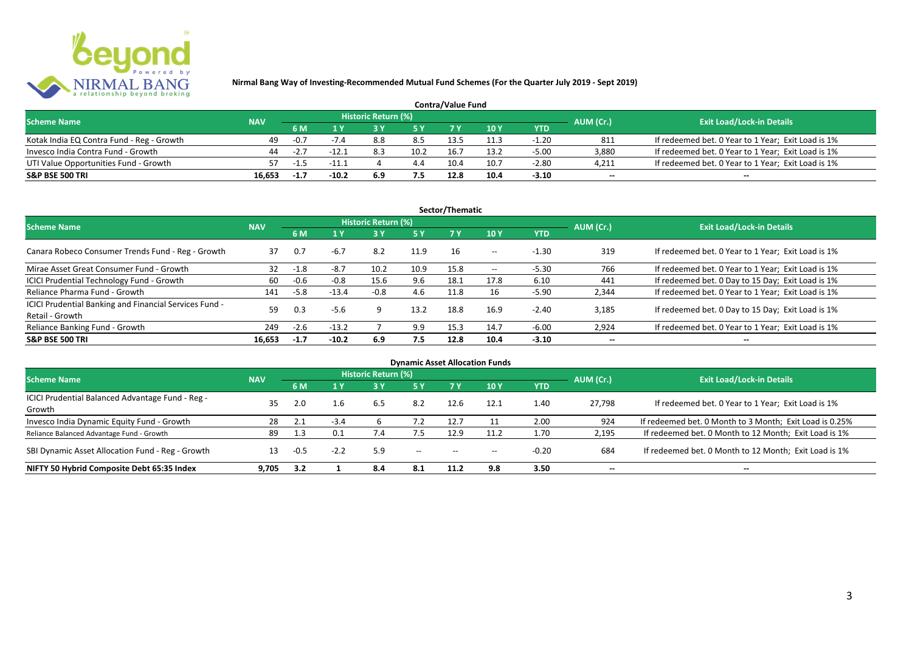**Nirmal Bang Way of Investing-Recommended Mutual Fund Schemes (For the Quarter July 2019 - Sept 2019)**

## Contra/Value Fund

| Scheme Name | NAV | Historic Return (%) | | | | | | | AUM (Cr.) | Exit Load/Lock-in Details |
|---|---|---|---|---|---|---|---|---|---|---|
| | | 6 M | 1 Y | 3 Y | 5 Y | 7 Y | 10 Y | YTD | | |
| Kotak India EQ Contra Fund - Reg - Growth | 49 | -0.7 | -7.4 | 8.8 | 8.5 | 13.5 | 11.3 | -1.20 | 811 | If redeemed bet. 0 Year to 1 Year; Exit Load is 1% |
| Invesco India Contra Fund - Growth | 44 | -2.7 | -12.1 | 8.3 | 10.2 | 16.7 | 13.2 | -5.00 | 3,880 | If redeemed bet. 0 Year to 1 Year; Exit Load is 1% |
| UTI Value Opportunities Fund - Growth | 57 | -1.5 | -11.1 | 4 | 4.4 | 10.4 | 10.7 | -2.80 | 4,211 | If redeemed bet. 0 Year to 1 Year; Exit Load is 1% |
| **S&P BSE 500 TRI** | **16,653** | **-1.7** | **-10.2** | **6.9** | **7.5** | **12.8** | **10.4** | **-3.10** | -- | -- |

## Sector/Thematic

| Scheme Name | NAV | Historic Return (%) | | | | | | | AUM (Cr.) | Exit Load/Lock-in Details |
|---|---|---|---|---|---|---|---|---|---|---|
| | | 6 M | 1 Y | 3 Y | 5 Y | 7 Y | 10 Y | YTD | | |
| Canara Robeco Consumer Trends Fund - Reg - Growth | 37 | 0.7 | -6.7 | 8.2 | 11.9 | 16 | -- | -1.30 | 319 | If redeemed bet. 0 Year to 1 Year; Exit Load is 1% |
| Mirae Asset Great Consumer Fund - Growth | 32 | -1.8 | -8.7 | 10.2 | 10.9 | 15.8 | -- | -5.30 | 766 | If redeemed bet. 0 Year to 1 Year; Exit Load is 1% |
| ICICI Prudential Technology Fund - Growth | 60 | -0.6 | -0.8 | 15.6 | 9.6 | 18.1 | 17.8 | 6.10 | 441 | If redeemed bet. 0 Day to 15 Day; Exit Load is 1% |
| Reliance Pharma Fund - Growth | 141 | -5.8 | -13.4 | -0.8 | 4.6 | 11.8 | 16 | -5.90 | 2,344 | If redeemed bet. 0 Year to 1 Year; Exit Load is 1% |
| ICICI Prudential Banking and Financial Services Fund - Retail - Growth | 59 | 0.3 | -5.6 | 9 | 13.2 | 18.8 | 16.9 | -2.40 | 3,185 | If redeemed bet. 0 Day to 15 Day; Exit Load is 1% |
| Reliance Banking Fund - Growth | 249 | -2.6 | -13.2 | 7 | 9.9 | 15.3 | 14.7 | -6.00 | 2,924 | If redeemed bet. 0 Year to 1 Year; Exit Load is 1% |
| **S&P BSE 500 TRI** | **16,653** | **-1.7** | **-10.2** | **6.9** | **7.5** | **12.8** | **10.4** | **-3.10** | -- | -- |

## Dynamic Asset Allocation Funds

| Scheme Name | NAV | Historic Return (%) | | | | | | | AUM (Cr.) | Exit Load/Lock-in Details |
|---|---|---|---|---|---|---|---|---|---|---|
| | | 6 M | 1 Y | 3 Y | 5 Y | 7 Y | 10 Y | YTD | | |
| ICICI Prudential Balanced Advantage Fund - Reg - Growth | 35 | 2.0 | 1.6 | 6.5 | 8.2 | 12.6 | 12.1 | 1.40 | 27,798 | If redeemed bet. 0 Year to 1 Year; Exit Load is 1% |
| Invesco India Dynamic Equity Fund - Growth | 28 | 2.1 | -3.4 | 6 | 7.2 | 12.7 | 11 | 2.00 | 924 | If redeemed bet. 0 Month to 3 Month; Exit Load is 0.25% |
| Reliance Balanced Advantage Fund - Growth | 89 | 1.3 | 0.1 | 7.4 | 7.5 | 12.9 | 11.2 | 1.70 | 2,195 | If redeemed bet. 0 Month to 12 Month; Exit Load is 1% |
| SBI Dynamic Asset Allocation Fund - Reg - Growth | 13 | -0.5 | -2.2 | 5.9 | -- | -- | -- | -0.20 | 684 | If redeemed bet. 0 Month to 12 Month; Exit Load is 1% |
| **NIFTY 50 Hybrid Composite Debt 65:35 Index** | **9,705** | **3.2** | **1** | **8.4** | **8.1** | **11.2** | **9.8** | **3.50** | -- | -- |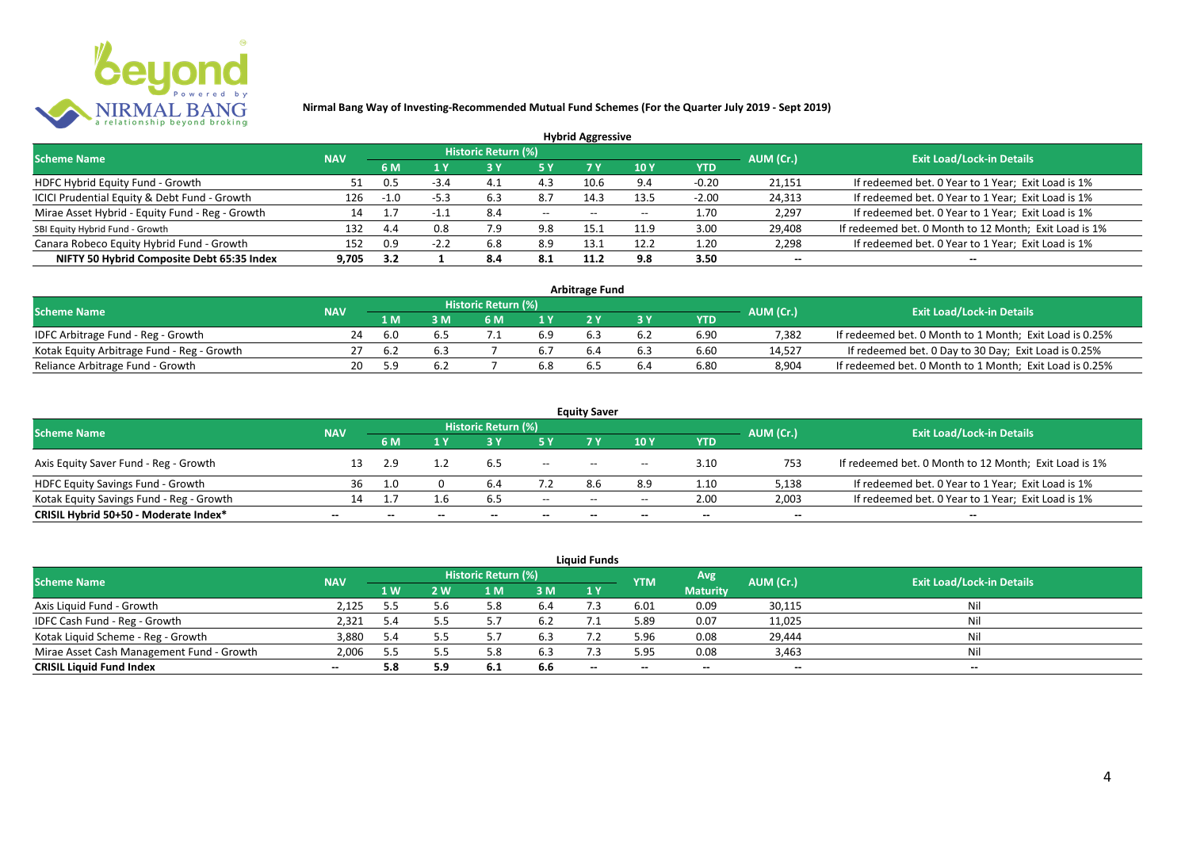**Nirmal Bang Way of Investing-Recommended Mutual Fund Schemes (For the Quarter July 2019 - Sept 2019)**

## Hybrid Aggressive

| Scheme Name | NAV | Historic Return (%) | | | | | | | AUM (Cr.) | Exit Load/Lock-in Details |
|---|---|---|---|---|---|---|---|---|---|---|
| | | 6 M | 1 Y | 3 Y | 5 Y | 7 Y | 10 Y | YTD | | |
| HDFC Hybrid Equity Fund - Growth | 51 | 0.5 | -3.4 | 4.1 | 4.3 | 10.6 | 9.4 | -0.20 | 21,151 | If redeemed bet. 0 Year to 1 Year; Exit Load is 1% |
| ICICI Prudential Equity & Debt Fund - Growth | 126 | -1.0 | -5.3 | 6.3 | 8.7 | 14.3 | 13.5 | -2.00 | 24,313 | If redeemed bet. 0 Year to 1 Year; Exit Load is 1% |
| Mirae Asset Hybrid - Equity Fund - Reg - Growth | 14 | 1.7 | -1.1 | 8.4 | -- | -- | -- | 1.70 | 2,297 | If redeemed bet. 0 Year to 1 Year; Exit Load is 1% |
| SBI Equity Hybrid Fund - Growth | 132 | 4.4 | 0.8 | 7.9 | 9.8 | 15.1 | 11.9 | 3.00 | 29,408 | If redeemed bet. 0 Month to 12 Month; Exit Load is 1% |
| Canara Robeco Equity Hybrid Fund - Growth | 152 | 0.9 | -2.2 | 6.8 | 8.9 | 13.1 | 12.2 | 1.20 | 2,298 | If redeemed bet. 0 Year to 1 Year; Exit Load is 1% |
| **NIFTY 50 Hybrid Composite Debt 65:35 Index** | **9,705** | **3.2** | **1** | **8.4** | **8.1** | **11.2** | **9.8** | **3.50** | **--** | **--** |

## Arbitrage Fund

| Scheme Name | NAV | Historic Return (%) | | | | | | | AUM (Cr.) | Exit Load/Lock-in Details |
|---|---|---|---|---|---|---|---|---|---|---|
| | | 1 M | 3 M | 6 M | 1 Y | 2 Y | 3 Y | YTD | | |
| IDFC Arbitrage Fund - Reg - Growth | 24 | 6.0 | 6.5 | 7.1 | 6.9 | 6.3 | 6.2 | 6.90 | 7,382 | If redeemed bet. 0 Month to 1 Month; Exit Load is 0.25% |
| Kotak Equity Arbitrage Fund - Reg - Growth | 27 | 6.2 | 6.3 | 7 | 6.7 | 6.4 | 6.3 | 6.60 | 14,527 | If redeemed bet. 0 Day to 30 Day; Exit Load is 0.25% |
| Reliance Arbitrage Fund - Growth | 20 | 5.9 | 6.2 | 7 | 6.8 | 6.5 | 6.4 | 6.80 | 8,904 | If redeemed bet. 0 Month to 1 Month; Exit Load is 0.25% |

## Equity Saver

| Scheme Name | NAV | Historic Return (%) | | | | | | | AUM (Cr.) | Exit Load/Lock-in Details |
|---|---|---|---|---|---|---|---|---|---|---|
| | | 6 M | 1 Y | 3 Y | 5 Y | 7 Y | 10 Y | YTD | | |
| Axis Equity Saver Fund - Reg - Growth | 13 | 2.9 | 1.2 | 6.5 | -- | -- | -- | 3.10 | 753 | If redeemed bet. 0 Month to 12 Month; Exit Load is 1% |
| HDFC Equity Savings Fund - Growth | 36 | 1.0 | 0 | 6.4 | 7.2 | 8.6 | 8.9 | 1.10 | 5,138 | If redeemed bet. 0 Year to 1 Year; Exit Load is 1% |
| Kotak Equity Savings Fund - Reg - Growth | 14 | 1.7 | 1.6 | 6.5 | -- | -- | -- | 2.00 | 2,003 | If redeemed bet. 0 Year to 1 Year; Exit Load is 1% |
| **CRISIL Hybrid 50+50 - Moderate Index*** | **--** | **--** | **--** | **--** | **--** | **--** | **--** | **--** | **--** | **--** |

## Liquid Funds

| Scheme Name | NAV | Historic Return (%) | | | | | YTM | Avg Maturity | AUM (Cr.) | Exit Load/Lock-in Details |
|---|---|---|---|---|---|---|---|---|---|---|
| | | 1 W | 2 W | 1 M | 3 M | 1 Y | | | | |
| Axis Liquid Fund - Growth | 2,125 | 5.5 | 5.6 | 5.8 | 6.4 | 7.3 | 6.01 | 0.09 | 30,115 | Nil |
| IDFC Cash Fund - Reg - Growth | 2,321 | 5.4 | 5.5 | 5.7 | 6.2 | 7.1 | 5.89 | 0.07 | 11,025 | Nil |
| Kotak Liquid Scheme - Reg - Growth | 3,880 | 5.4 | 5.5 | 5.7 | 6.3 | 7.2 | 5.96 | 0.08 | 29,444 | Nil |
| Mirae Asset Cash Management Fund - Growth | 2,006 | 5.5 | 5.5 | 5.8 | 6.3 | 7.3 | 5.95 | 0.08 | 3,463 | Nil |
| **CRISIL Liquid Fund Index** | **--** | **5.8** | **5.9** | **6.1** | **6.6** | **--** | **--** | **--** | **--** | **--** |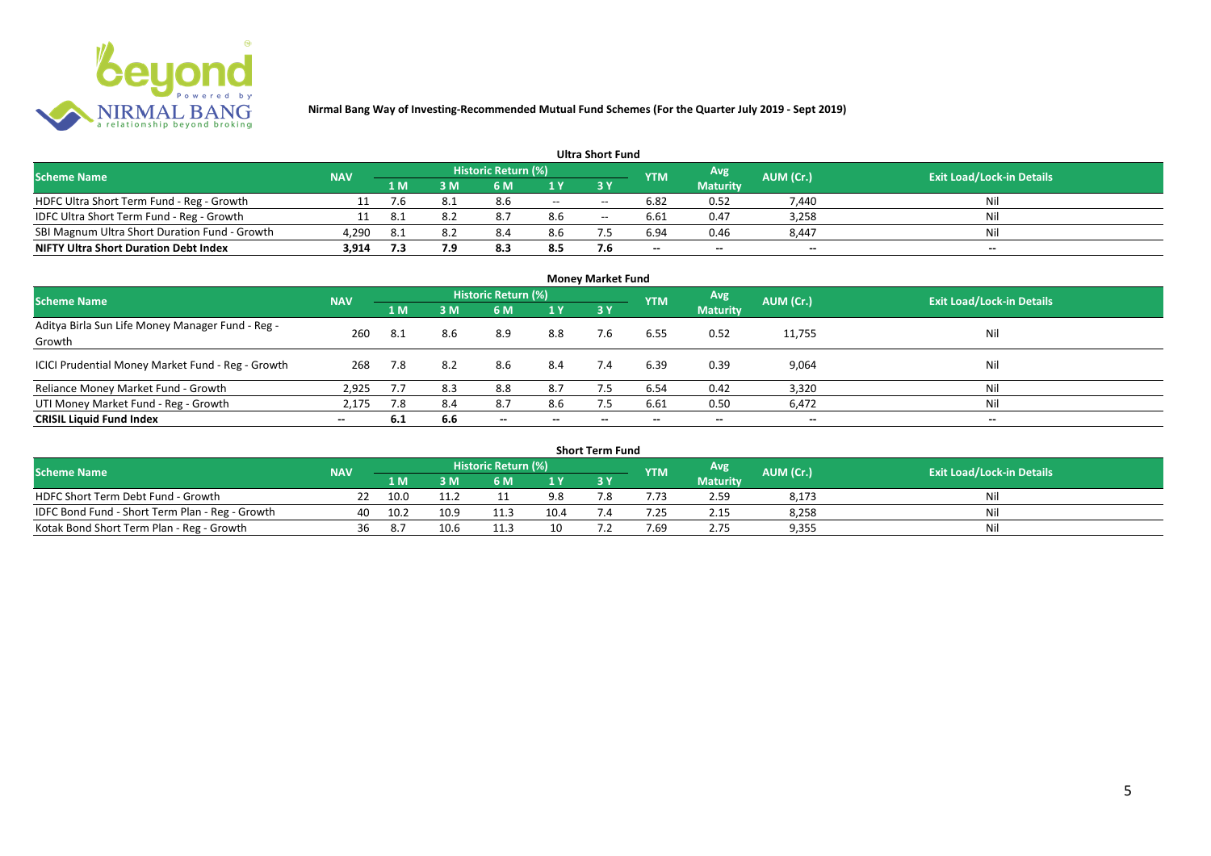**Nirmal Bang Way of Investing-Recommended Mutual Fund Schemes (For the Quarter July 2019 - Sept 2019)**

## Ultra Short Fund

| Scheme Name | NAV | Historic Return (%) | | | | | YTM | Avg Maturity | AUM (Cr.) | Exit Load/Lock-in Details |
|---|---|---|---|---|---|---|---|---|---|---|
| | | 1 M | 3 M | 6 M | 1 Y | 3 Y | | | | |
| HDFC Ultra Short Term Fund - Reg - Growth | 11 | 7.6 | 8.1 | 8.6 | -- | -- | 6.82 | 0.52 | 7,440 | Nil |
| IDFC Ultra Short Term Fund - Reg - Growth | 11 | 8.1 | 8.2 | 8.7 | 8.6 | -- | 6.61 | 0.47 | 3,258 | Nil |
| SBI Magnum Ultra Short Duration Fund - Growth | 4,290 | 8.1 | 8.2 | 8.4 | 8.6 | 7.5 | 6.94 | 0.46 | 8,447 | Nil |
| **NIFTY Ultra Short Duration Debt Index** | **3,914** | **7.3** | **7.9** | **8.3** | **8.5** | **7.6** | -- | -- | -- | -- |

## Money Market Fund

| Scheme Name | NAV | Historic Return (%) | | | | | YTM | Avg Maturity | AUM (Cr.) | Exit Load/Lock-in Details |
|---|---|---|---|---|---|---|---|---|---|---|
| | | 1 M | 3 M | 6 M | 1 Y | 3 Y | | | | |
| Aditya Birla Sun Life Money Manager Fund - Reg - Growth | 260 | 8.1 | 8.6 | 8.9 | 8.8 | 7.6 | 6.55 | 0.52 | 11,755 | Nil |
| ICICI Prudential Money Market Fund - Reg - Growth | 268 | 7.8 | 8.2 | 8.6 | 8.4 | 7.4 | 6.39 | 0.39 | 9,064 | Nil |
| Reliance Money Market Fund - Growth | 2,925 | 7.7 | 8.3 | 8.8 | 8.7 | 7.5 | 6.54 | 0.42 | 3,320 | Nil |
| UTI Money Market Fund - Reg - Growth | 2,175 | 7.8 | 8.4 | 8.7 | 8.6 | 7.5 | 6.61 | 0.50 | 6,472 | Nil |
| **CRISIL Liquid Fund Index** | -- | **6.1** | **6.6** | -- | -- | -- | -- | -- | -- | -- |

## Short Term Fund

| Scheme Name | NAV | Historic Return (%) | | | | | YTM | Avg Maturity | AUM (Cr.) | Exit Load/Lock-in Details |
|---|---|---|---|---|---|---|---|---|---|---|
| | | 1 M | 3 M | 6 M | 1 Y | 3 Y | | | | |
| HDFC Short Term Debt Fund - Growth | 22 | 10.0 | 11.2 | 11 | 9.8 | 7.8 | 7.73 | 2.59 | 8,173 | Nil |
| IDFC Bond Fund - Short Term Plan - Reg - Growth | 40 | 10.2 | 10.9 | 11.3 | 10.4 | 7.4 | 7.25 | 2.15 | 8,258 | Nil |
| Kotak Bond Short Term Plan - Reg - Growth | 36 | 8.7 | 10.6 | 11.3 | 10 | 7.2 | 7.69 | 2.75 | 9,355 | Nil |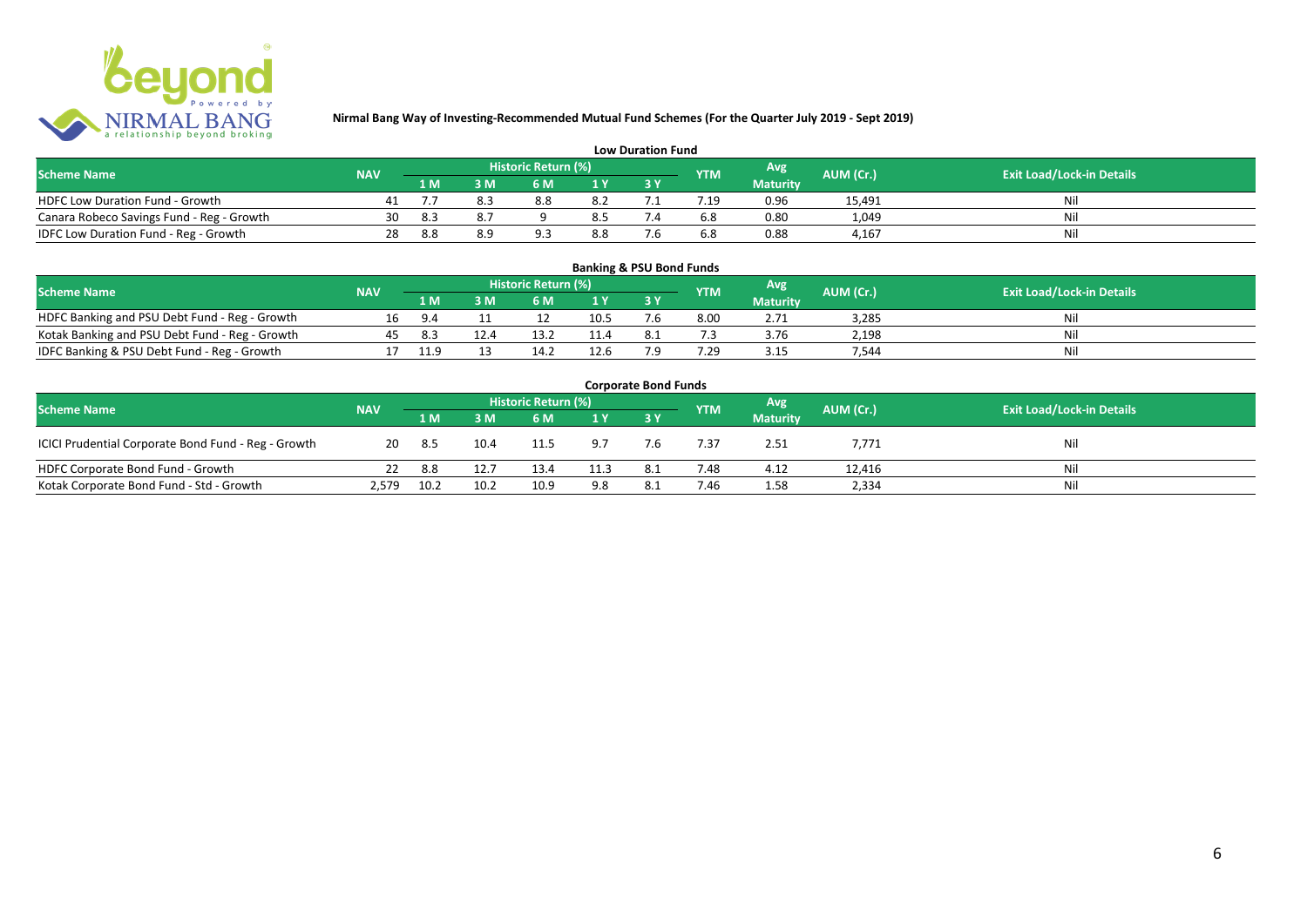**Nirmal Bang Way of Investing-Recommended Mutual Fund Schemes (For the Quarter July 2019 - Sept 2019)**

### Low Duration Fund

| Scheme Name | NAV | Historic Return (%) | | | | | YTM | Avg Maturity | AUM (Cr.) | Exit Load/Lock-in Details |
|---|---|---|---|---|---|---|---|---|---|---|
| | | 1 M | 3 M | 6 M | 1 Y | 3 Y | | | | |
| HDFC Low Duration Fund - Growth | 41 | 7.7 | 8.3 | 8.8 | 8.2 | 7.1 | 7.19 | 0.96 | 15,491 | Nil |
| Canara Robeco Savings Fund - Reg - Growth | 30 | 8.3 | 8.7 | 9 | 8.5 | 7.4 | 6.8 | 0.80 | 1,049 | Nil |
| IDFC Low Duration Fund - Reg - Growth | 28 | 8.8 | 8.9 | 9.3 | 8.8 | 7.6 | 6.8 | 0.88 | 4,167 | Nil |

### Banking & PSU Bond Funds

| Scheme Name | NAV | Historic Return (%) | | | | | YTM | Avg Maturity | AUM (Cr.) | Exit Load/Lock-in Details |
|---|---|---|---|---|---|---|---|---|---|---|
| | | 1 M | 3 M | 6 M | 1 Y | 3 Y | | | | |
| HDFC Banking and PSU Debt Fund - Reg - Growth | 16 | 9.4 | 11 | 12 | 10.5 | 7.6 | 8.00 | 2.71 | 3,285 | Nil |
| Kotak Banking and PSU Debt Fund - Reg - Growth | 45 | 8.3 | 12.4 | 13.2 | 11.4 | 8.1 | 7.3 | 3.76 | 2,198 | Nil |
| IDFC Banking & PSU Debt Fund - Reg - Growth | 17 | 11.9 | 13 | 14.2 | 12.6 | 7.9 | 7.29 | 3.15 | 7,544 | Nil |

### Corporate Bond Funds

| Scheme Name | NAV | Historic Return (%) | | | | | YTM | Avg Maturity | AUM (Cr.) | Exit Load/Lock-in Details |
|---|---|---|---|---|---|---|---|---|---|---|
| | | 1 M | 3 M | 6 M | 1 Y | 3 Y | | | | |
| ICICI Prudential Corporate Bond Fund - Reg - Growth | 20 | 8.5 | 10.4 | 11.5 | 9.7 | 7.6 | 7.37 | 2.51 | 7,771 | Nil |
| HDFC Corporate Bond Fund - Growth | 22 | 8.8 | 12.7 | 13.4 | 11.3 | 8.1 | 7.48 | 4.12 | 12,416 | Nil |
| Kotak Corporate Bond Fund - Std - Growth | 2,579 | 10.2 | 10.2 | 10.9 | 9.8 | 8.1 | 7.46 | 1.58 | 2,334 | Nil |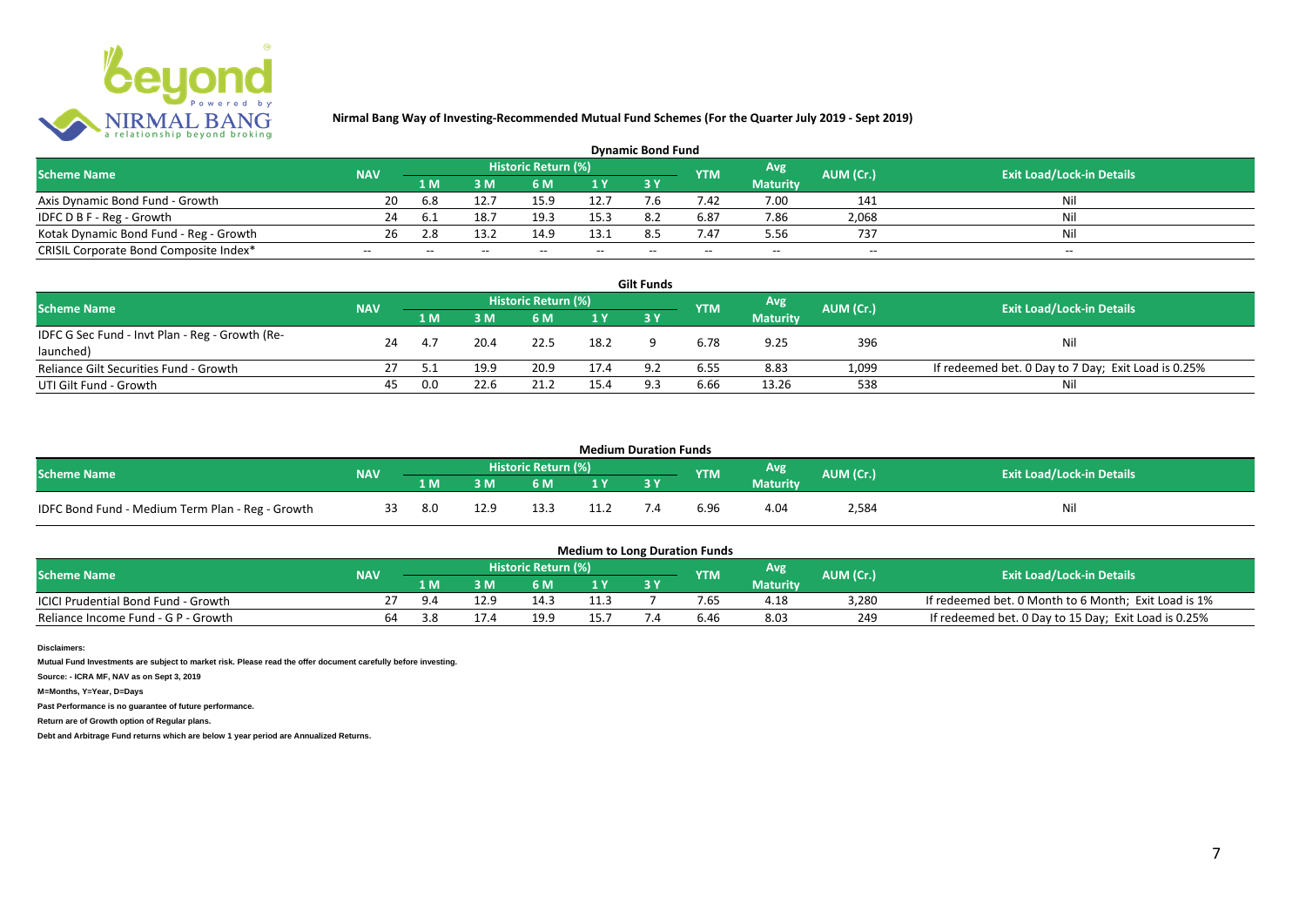**Nirmal Bang Way of Investing-Recommended Mutual Fund Schemes (For the Quarter July 2019 - Sept 2019)**

### Dynamic Bond Fund

| Scheme Name | NAV | Historic Return (%) | | | | | YTM | Avg Maturity | AUM (Cr.) | Exit Load/Lock-in Details |
|---|---|---|---|---|---|---|---|---|---|---|
| | | 1 M | 3 M | 6 M | 1 Y | 3 Y | | | | |
| Axis Dynamic Bond Fund - Growth | 20 | 6.8 | 12.7 | 15.9 | 12.7 | 7.6 | 7.42 | 7.00 | 141 | Nil |
| IDFC D B F - Reg - Growth | 24 | 6.1 | 18.7 | 19.3 | 15.3 | 8.2 | 6.87 | 7.86 | 2,068 | Nil |
| Kotak Dynamic Bond Fund - Reg - Growth | 26 | 2.8 | 13.2 | 14.9 | 13.1 | 8.5 | 7.47 | 5.56 | 737 | Nil |
| CRISIL Corporate Bond Composite Index* | -- | -- | -- | -- | -- | -- | -- | -- | -- | -- |

### Gilt Funds

| Scheme Name | NAV | Historic Return (%) | | | | | YTM | Avg Maturity | AUM (Cr.) | Exit Load/Lock-in Details |
|---|---|---|---|---|---|---|---|---|---|---|
| | | 1 M | 3 M | 6 M | 1 Y | 3 Y | | | | |
| IDFC G Sec Fund - Invt Plan - Reg - Growth (Re-launched) | 24 | 4.7 | 20.4 | 22.5 | 18.2 | 9 | 6.78 | 9.25 | 396 | Nil |
| Reliance Gilt Securities Fund - Growth | 27 | 5.1 | 19.9 | 20.9 | 17.4 | 9.2 | 6.55 | 8.83 | 1,099 | If redeemed bet. 0 Day to 7 Day; Exit Load is 0.25% |
| UTI Gilt Fund - Growth | 45 | 0.0 | 22.6 | 21.2 | 15.4 | 9.3 | 6.66 | 13.26 | 538 | Nil |

### Medium Duration Funds

| Scheme Name | NAV | Historic Return (%) | | | | | YTM | Avg Maturity | AUM (Cr.) | Exit Load/Lock-in Details |
|---|---|---|---|---|---|---|---|---|---|---|
| | | 1 M | 3 M | 6 M | 1 Y | 3 Y | | | | |
| IDFC Bond Fund - Medium Term Plan - Reg - Growth | 33 | 8.0 | 12.9 | 13.3 | 11.2 | 7.4 | 6.96 | 4.04 | 2,584 | Nil |

### Medium to Long Duration Funds

| Scheme Name | NAV | Historic Return (%) | | | | | YTM | Avg Maturity | AUM (Cr.) | Exit Load/Lock-in Details |
|---|---|---|---|---|---|---|---|---|---|---|
| | | 1 M | 3 M | 6 M | 1 Y | 3 Y | | | | |
| ICICI Prudential Bond Fund - Growth | 27 | 9.4 | 12.9 | 14.3 | 11.3 | 7 | 7.65 | 4.18 | 3,280 | If redeemed bet. 0 Month to 6 Month; Exit Load is 1% |
| Reliance Income Fund - G P - Growth | 64 | 3.8 | 17.4 | 19.9 | 15.7 | 7.4 | 6.46 | 8.03 | 249 | If redeemed bet. 0 Day to 15 Day; Exit Load is 0.25% |

**Disclaimers:**

**Mutual Fund Investments are subject to market risk. Please read the offer document carefully before investing.**

**Source: - ICRA MF, NAV as on Sept 3, 2019**

**M=Months, Y=Year, D=Days**

**Past Performance is no guarantee of future performance.**

**Return are of Growth option of Regular plans.**

**Debt and Arbitrage Fund returns which are below 1 year period are Annualized Returns.**